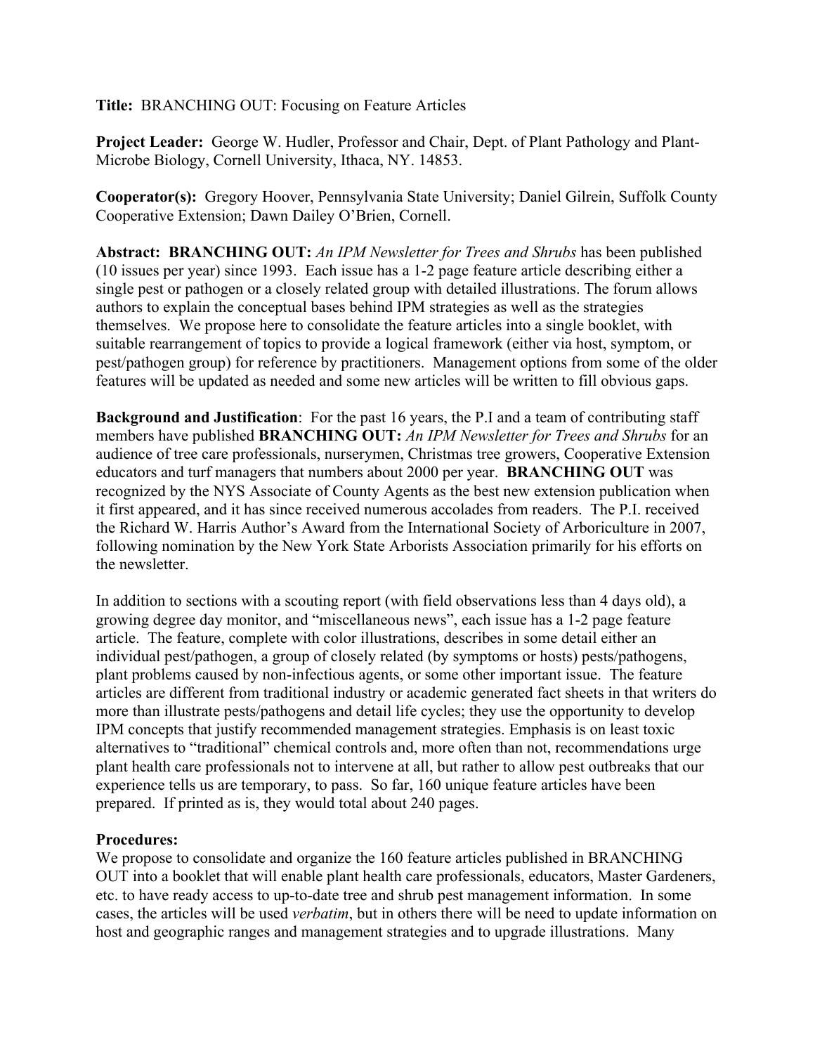**Title:** BRANCHING OUT: Focusing on Feature Articles

**Project Leader:** George W. Hudler, Professor and Chair, Dept. of Plant Pathology and Plant-Microbe Biology, Cornell University, Ithaca, NY. 14853.

**Cooperator(s):** Gregory Hoover, Pennsylvania State University; Daniel Gilrein, Suffolk County Cooperative Extension; Dawn Dailey O'Brien, Cornell.

**Abstract: BRANCHING OUT:** *An IPM Newsletter for Trees and Shrubs* has been published (10 issues per year) since 1993. Each issue has a 1-2 page feature article describing either a single pest or pathogen or a closely related group with detailed illustrations. The forum allows authors to explain the conceptual bases behind IPM strategies as well as the strategies themselves. We propose here to consolidate the feature articles into a single booklet, with suitable rearrangement of topics to provide a logical framework (either via host, symptom, or pest/pathogen group) for reference by practitioners. Management options from some of the older features will be updated as needed and some new articles will be written to fill obvious gaps.

**Background and Justification**: For the past 16 years, the P.I and a team of contributing staff members have published **BRANCHING OUT:** *An IPM Newsletter for Trees and Shrubs* for an audience of tree care professionals, nurserymen, Christmas tree growers, Cooperative Extension educators and turf managers that numbers about 2000 per year. **BRANCHING OUT** was recognized by the NYS Associate of County Agents as the best new extension publication when it first appeared, and it has since received numerous accolades from readers. The P.I. received the Richard W. Harris Author's Award from the International Society of Arboriculture in 2007, following nomination by the New York State Arborists Association primarily for his efforts on the newsletter.

In addition to sections with a scouting report (with field observations less than 4 days old), a growing degree day monitor, and "miscellaneous news", each issue has a 1-2 page feature article. The feature, complete with color illustrations, describes in some detail either an individual pest/pathogen, a group of closely related (by symptoms or hosts) pests/pathogens, plant problems caused by non-infectious agents, or some other important issue. The feature articles are different from traditional industry or academic generated fact sheets in that writers do more than illustrate pests/pathogens and detail life cycles; they use the opportunity to develop IPM concepts that justify recommended management strategies. Emphasis is on least toxic alternatives to "traditional" chemical controls and, more often than not, recommendations urge plant health care professionals not to intervene at all, but rather to allow pest outbreaks that our experience tells us are temporary, to pass. So far, 160 unique feature articles have been prepared. If printed as is, they would total about 240 pages.

**Procedures:**

We propose to consolidate and organize the 160 feature articles published in BRANCHING OUT into a booklet that will enable plant health care professionals, educators, Master Gardeners, etc. to have ready access to up-to-date tree and shrub pest management information. In some cases, the articles will be used *verbatim*, but in others there will be need to update information on host and geographic ranges and management strategies and to upgrade illustrations. Many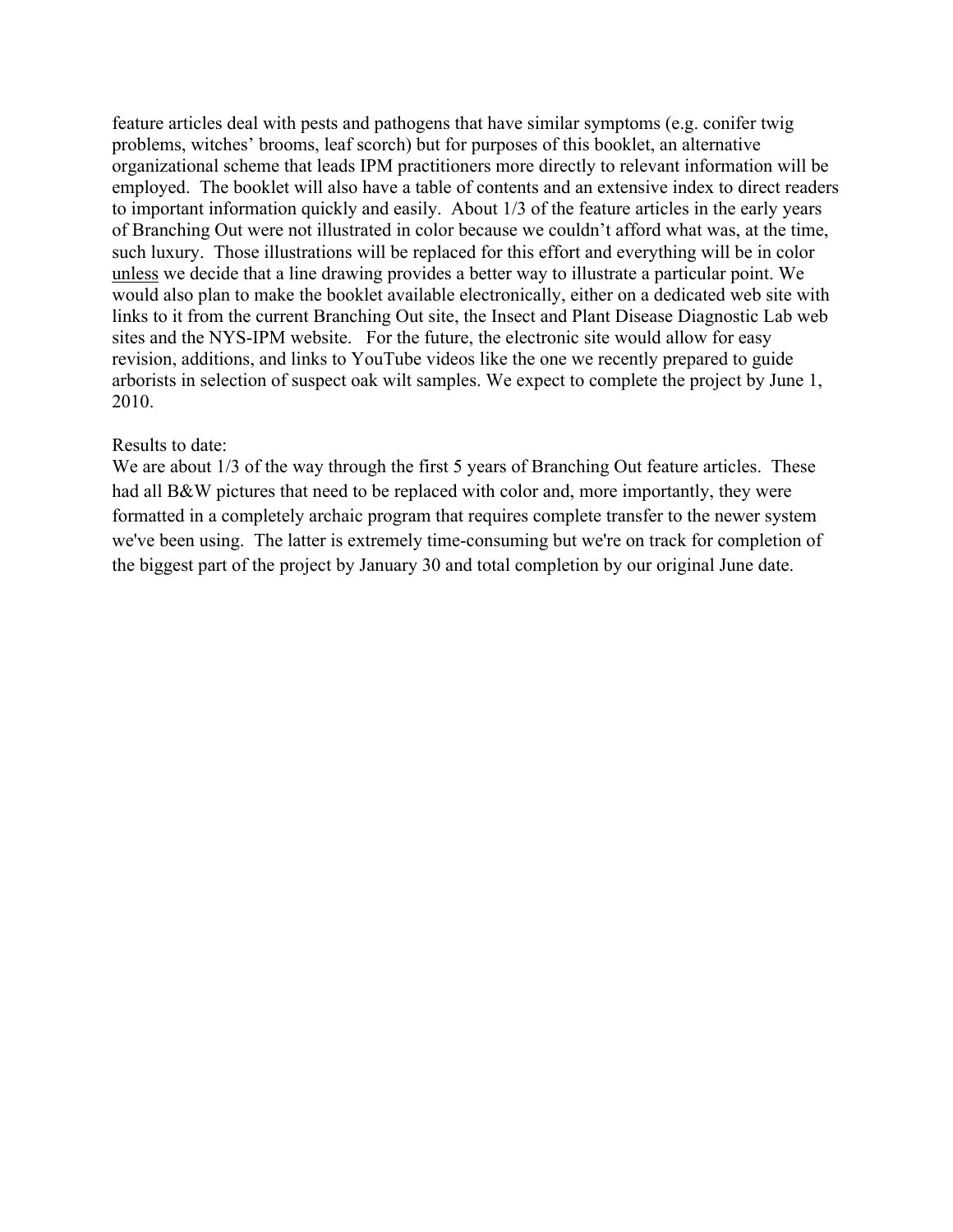feature articles deal with pests and pathogens that have similar symptoms (e.g. conifer twig problems, witches' brooms, leaf scorch) but for purposes of this booklet, an alternative organizational scheme that leads IPM practitioners more directly to relevant information will be employed. The booklet will also have a table of contents and an extensive index to direct readers to important information quickly and easily. About 1/3 of the feature articles in the early years of Branching Out were not illustrated in color because we couldn't afford what was, at the time, such luxury. Those illustrations will be replaced for this effort and everything will be in color <u>unless</u> we decide that a line drawing provides a better way to illustrate a particular point. We would also plan to make the booklet available electronically, either on a dedicated web site with links to it from the current Branching Out site, the Insect and Plant Disease Diagnostic Lab web sites and the NYS-IPM website. For the future, the electronic site would allow for easy revision, additions, and links to YouTube videos like the one we recently prepared to guide arborists in selection of suspect oak wilt samples. We expect to complete the project by June 1, 2010.

Results to date:

We are about 1/3 of the way through the first 5 years of Branching Out feature articles. These had all B&W pictures that need to be replaced with color and, more importantly, they were formatted in a completely archaic program that requires complete transfer to the newer system we've been using. The latter is extremely time-consuming but we're on track for completion of the biggest part of the project by January 30 and total completion by our original June date.